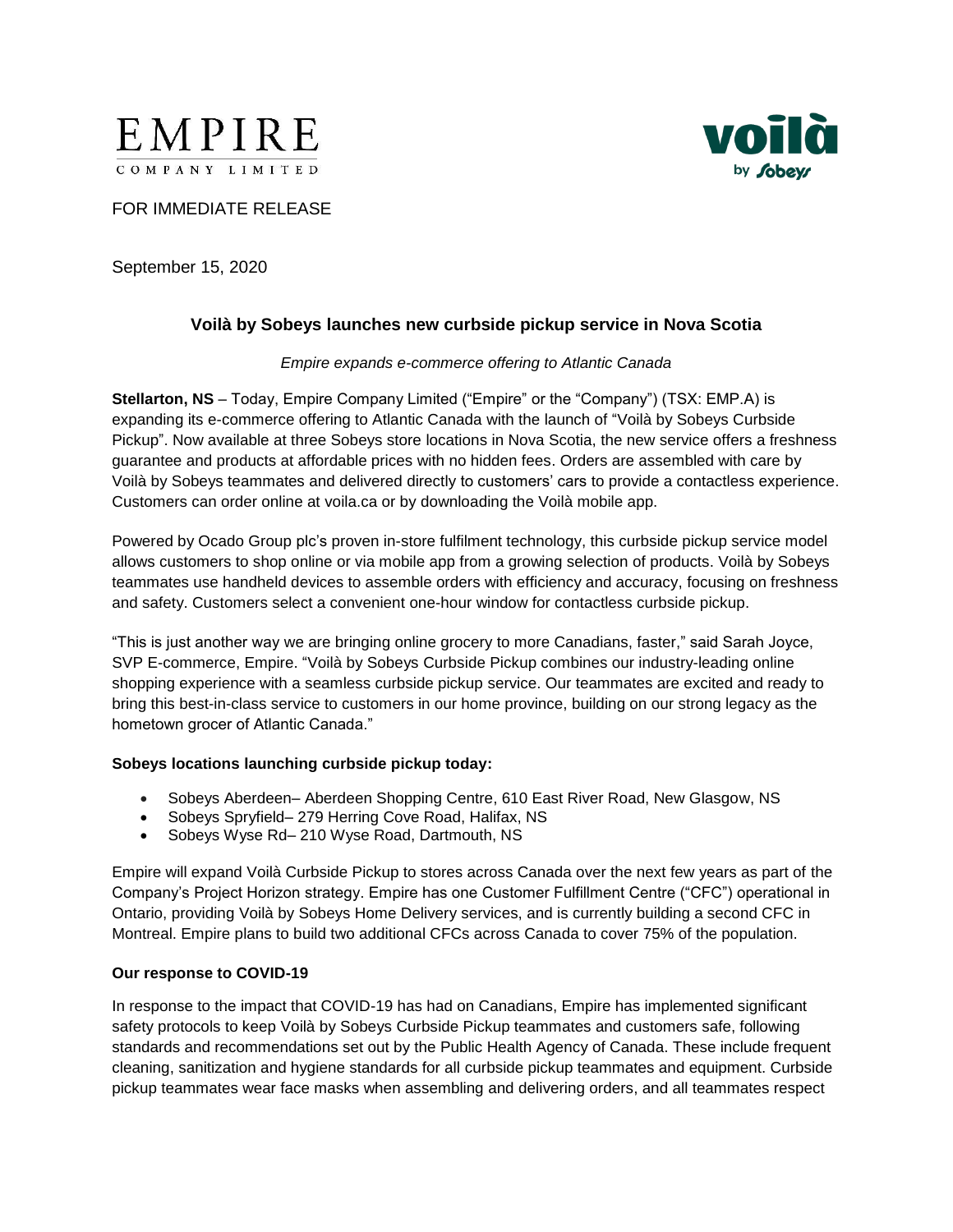EMPIRE
COMPANY LIMITED

voilà by Sobeys

FOR IMMEDIATE RELEASE

September 15, 2020

## Voilà by Sobeys launches new curbside pickup service in Nova Scotia

*Empire expands e-commerce offering to Atlantic Canada*

**Stellarton, NS** – Today, Empire Company Limited ("Empire" or the "Company") (TSX: EMP.A) is expanding its e-commerce offering to Atlantic Canada with the launch of "Voilà by Sobeys Curbside Pickup". Now available at three Sobeys store locations in Nova Scotia, the new service offers a freshness guarantee and products at affordable prices with no hidden fees. Orders are assembled with care by Voilà by Sobeys teammates and delivered directly to customers' cars to provide a contactless experience. Customers can order online at voila.ca or by downloading the Voilà mobile app.

Powered by Ocado Group plc's proven in-store fulfilment technology, this curbside pickup service model allows customers to shop online or via mobile app from a growing selection of products. Voilà by Sobeys teammates use handheld devices to assemble orders with efficiency and accuracy, focusing on freshness and safety. Customers select a convenient one-hour window for contactless curbside pickup.

"This is just another way we are bringing online grocery to more Canadians, faster," said Sarah Joyce, SVP E-commerce, Empire. "Voilà by Sobeys Curbside Pickup combines our industry-leading online shopping experience with a seamless curbside pickup service. Our teammates are excited and ready to bring this best-in-class service to customers in our home province, building on our strong legacy as the hometown grocer of Atlantic Canada."

**Sobeys locations launching curbside pickup today:**

- Sobeys Aberdeen– Aberdeen Shopping Centre, 610 East River Road, New Glasgow, NS
- Sobeys Spryfield– 279 Herring Cove Road, Halifax, NS
- Sobeys Wyse Rd– 210 Wyse Road, Dartmouth, NS

Empire will expand Voilà Curbside Pickup to stores across Canada over the next few years as part of the Company's Project Horizon strategy. Empire has one Customer Fulfillment Centre ("CFC") operational in Ontario, providing Voilà by Sobeys Home Delivery services, and is currently building a second CFC in Montreal. Empire plans to build two additional CFCs across Canada to cover 75% of the population.

**Our response to COVID-19**

In response to the impact that COVID-19 has had on Canadians, Empire has implemented significant safety protocols to keep Voilà by Sobeys Curbside Pickup teammates and customers safe, following standards and recommendations set out by the Public Health Agency of Canada. These include frequent cleaning, sanitization and hygiene standards for all curbside pickup teammates and equipment. Curbside pickup teammates wear face masks when assembling and delivering orders, and all teammates respect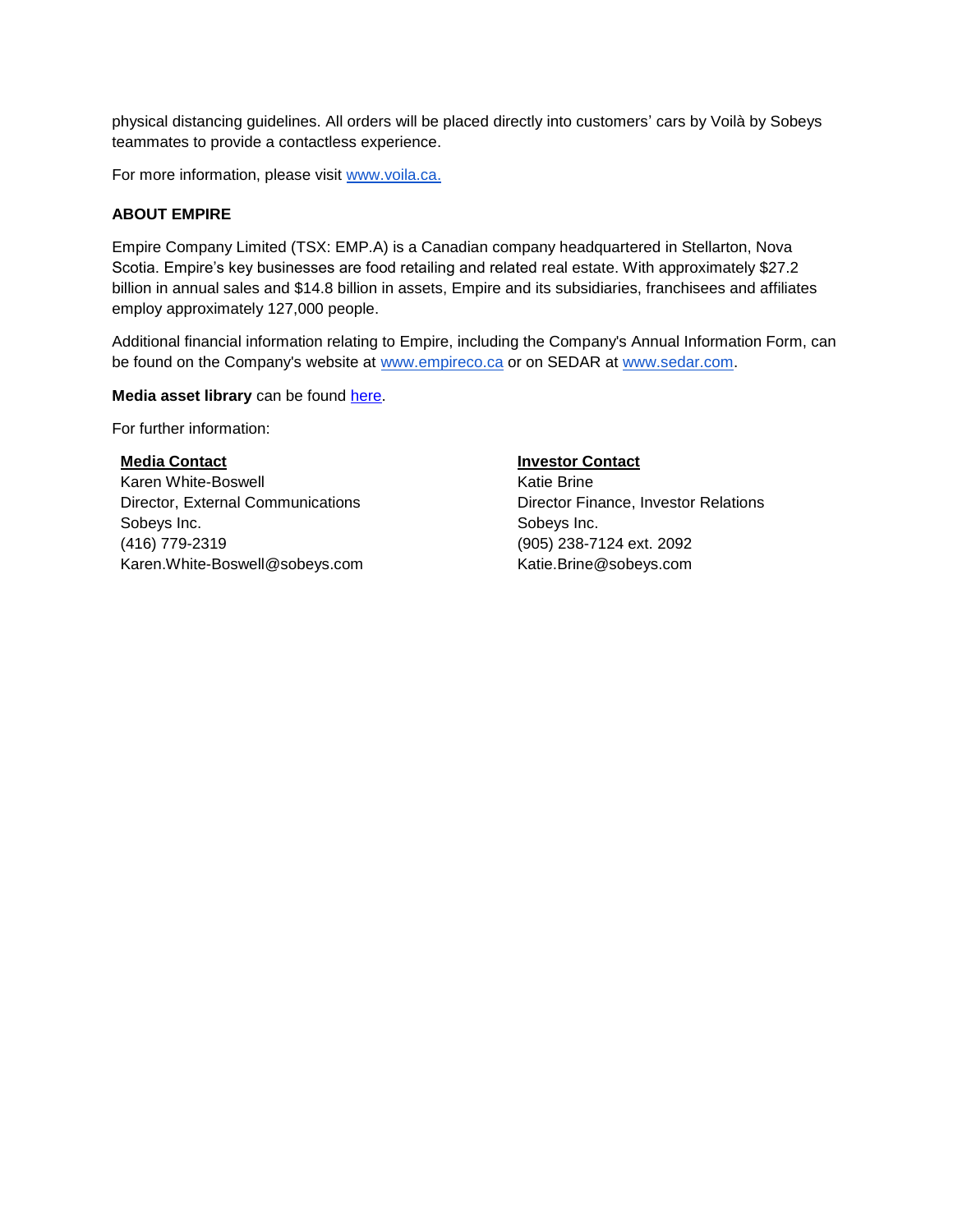physical distancing guidelines. All orders will be placed directly into customers' cars by Voilà by Sobeys teammates to provide a contactless experience.

For more information, please visit [www.voila.ca.](http://www.voila.ca)

**ABOUT EMPIRE**

Empire Company Limited (TSX: EMP.A) is a Canadian company headquartered in Stellarton, Nova Scotia. Empire's key businesses are food retailing and related real estate. With approximately $27.2 billion in annual sales and $14.8 billion in assets, Empire and its subsidiaries, franchisees and affiliates employ approximately 127,000 people.

Additional financial information relating to Empire, including the Company's Annual Information Form, can be found on the Company's website at [www.empireco.ca](http://www.empireco.ca) or on SEDAR at [www.sedar.com](http://www.sedar.com).

**Media asset library** can be found here.

For further information:

**Media Contact**
Karen White-Boswell
Director, External Communications
Sobeys Inc.
(416) 779-2319
Karen.White-Boswell@sobeys.com

**Investor Contact**
Katie Brine
Director Finance, Investor Relations
Sobeys Inc.
(905) 238-7124 ext. 2092
Katie.Brine@sobeys.com